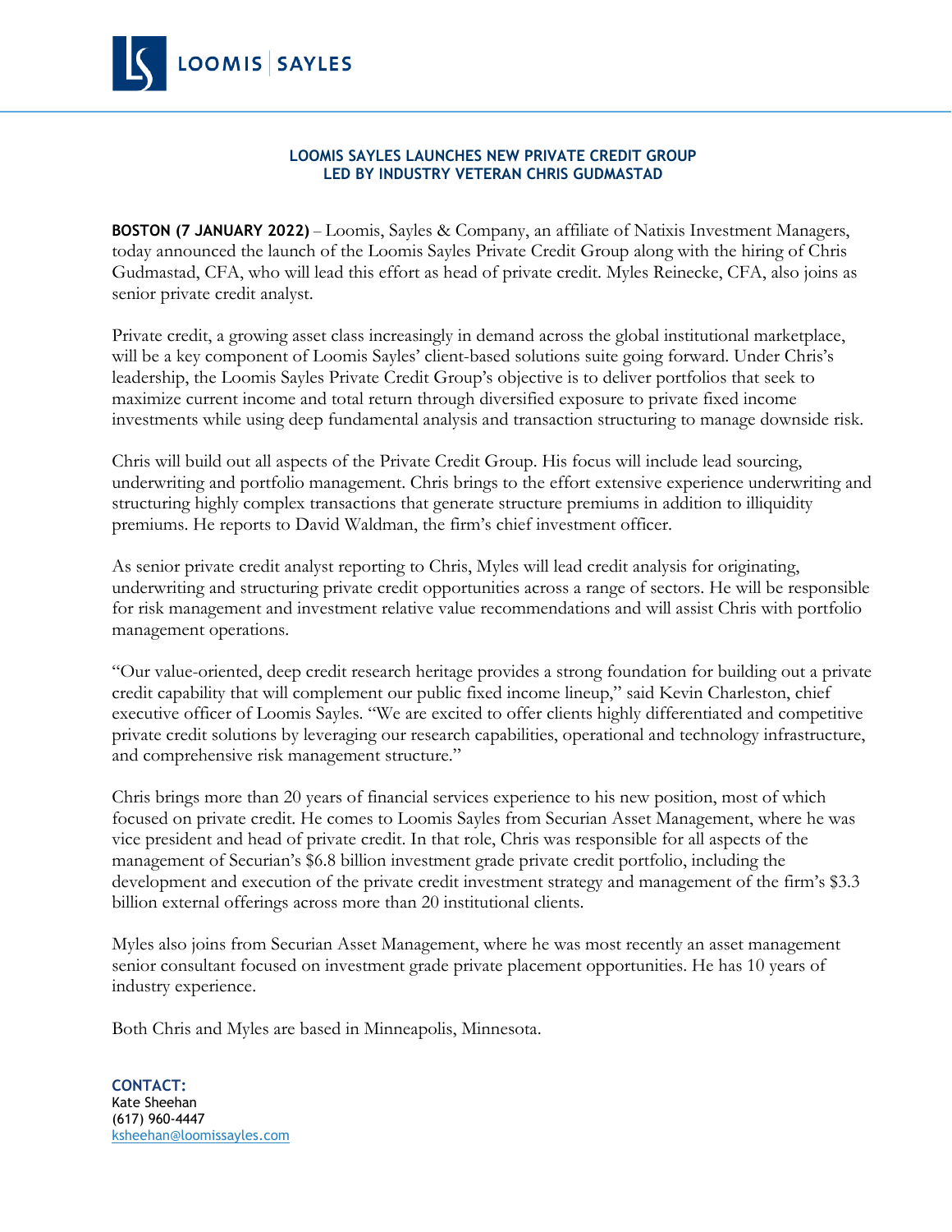LOOMIS | SAYLES

# LOOMIS SAYLES LAUNCHES NEW PRIVATE CREDIT GROUP LED BY INDUSTRY VETERAN CHRIS GUDMASTAD

**BOSTON (7 JANUARY 2022)** – Loomis, Sayles & Company, an affiliate of Natixis Investment Managers, today announced the launch of the Loomis Sayles Private Credit Group along with the hiring of Chris Gudmastad, CFA, who will lead this effort as head of private credit. Myles Reinecke, CFA, also joins as senior private credit analyst.

Private credit, a growing asset class increasingly in demand across the global institutional marketplace, will be a key component of Loomis Sayles' client-based solutions suite going forward. Under Chris's leadership, the Loomis Sayles Private Credit Group's objective is to deliver portfolios that seek to maximize current income and total return through diversified exposure to private fixed income investments while using deep fundamental analysis and transaction structuring to manage downside risk.

Chris will build out all aspects of the Private Credit Group. His focus will include lead sourcing, underwriting and portfolio management. Chris brings to the effort extensive experience underwriting and structuring highly complex transactions that generate structure premiums in addition to illiquidity premiums. He reports to David Waldman, the firm's chief investment officer.

As senior private credit analyst reporting to Chris, Myles will lead credit analysis for originating, underwriting and structuring private credit opportunities across a range of sectors. He will be responsible for risk management and investment relative value recommendations and will assist Chris with portfolio management operations.

"Our value-oriented, deep credit research heritage provides a strong foundation for building out a private credit capability that will complement our public fixed income lineup," said Kevin Charleston, chief executive officer of Loomis Sayles. "We are excited to offer clients highly differentiated and competitive private credit solutions by leveraging our research capabilities, operational and technology infrastructure, and comprehensive risk management structure."

Chris brings more than 20 years of financial services experience to his new position, most of which focused on private credit. He comes to Loomis Sayles from Securian Asset Management, where he was vice president and head of private credit. In that role, Chris was responsible for all aspects of the management of Securian's $6.8 billion investment grade private credit portfolio, including the development and execution of the private credit investment strategy and management of the firm's $3.3 billion external offerings across more than 20 institutional clients.

Myles also joins from Securian Asset Management, where he was most recently an asset management senior consultant focused on investment grade private placement opportunities. He has 10 years of industry experience.

Both Chris and Myles are based in Minneapolis, Minnesota.

**CONTACT:**
Kate Sheehan
(617) 960-4447
ksheehan@loomissayles.com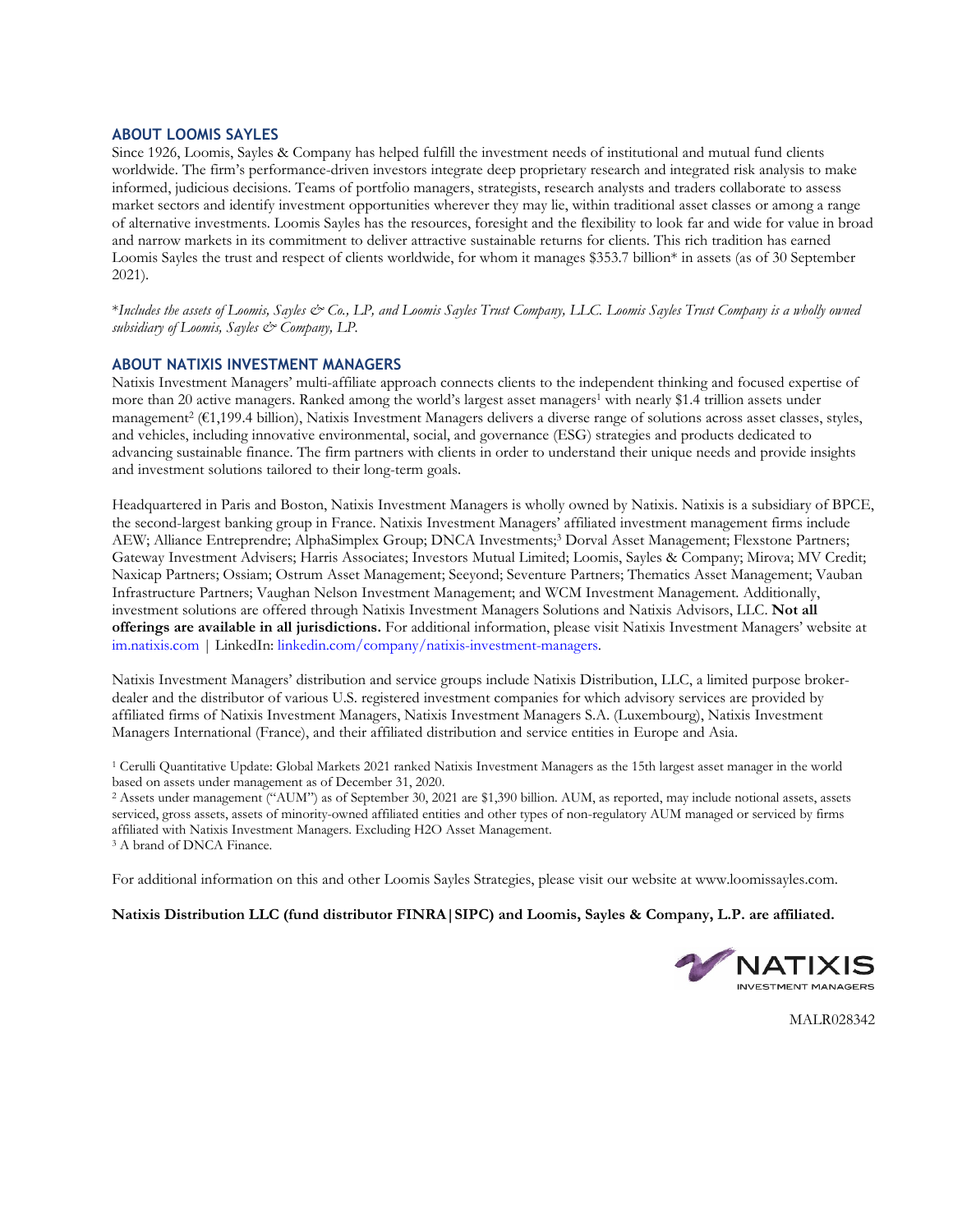## ABOUT LOOMIS SAYLES

Since 1926, Loomis, Sayles & Company has helped fulfill the investment needs of institutional and mutual fund clients worldwide. The firm's performance-driven investors integrate deep proprietary research and integrated risk analysis to make informed, judicious decisions. Teams of portfolio managers, strategists, research analysts and traders collaborate to assess market sectors and identify investment opportunities wherever they may lie, within traditional asset classes or among a range of alternative investments. Loomis Sayles has the resources, foresight and the flexibility to look far and wide for value in broad and narrow markets in its commitment to deliver attractive sustainable returns for clients. This rich tradition has earned Loomis Sayles the trust and respect of clients worldwide, for whom it manages $353.7 billion* in assets (as of 30 September 2021).

*Includes the assets of Loomis, Sayles & Co., LP, and Loomis Sayles Trust Company, LLC. Loomis Sayles Trust Company is a wholly owned subsidiary of Loomis, Sayles & Company, LP.*

## ABOUT NATIXIS INVESTMENT MANAGERS

Natixis Investment Managers' multi-affiliate approach connects clients to the independent thinking and focused expertise of more than 20 active managers. Ranked among the world's largest asset managers[1] with nearly $1.4 trillion assets under management[2] (€1,199.4 billion), Natixis Investment Managers delivers a diverse range of solutions across asset classes, styles, and vehicles, including innovative environmental, social, and governance (ESG) strategies and products dedicated to advancing sustainable finance. The firm partners with clients in order to understand their unique needs and provide insights and investment solutions tailored to their long-term goals.

Headquartered in Paris and Boston, Natixis Investment Managers is wholly owned by Natixis. Natixis is a subsidiary of BPCE, the second-largest banking group in France. Natixis Investment Managers' affiliated investment management firms include AEW; Alliance Entreprendre; AlphaSimplex Group; DNCA Investments;[3] Dorval Asset Management; Flexstone Partners; Gateway Investment Advisers; Harris Associates; Investors Mutual Limited; Loomis, Sayles & Company; Mirova; MV Credit; Naxicap Partners; Ossiam; Ostrum Asset Management; Seeyond; Seventure Partners; Thematics Asset Management; Vauban Infrastructure Partners; Vaughan Nelson Investment Management; and WCM Investment Management. Additionally, investment solutions are offered through Natixis Investment Managers Solutions and Natixis Advisors, LLC. **Not all offerings are available in all jurisdictions.** For additional information, please visit Natixis Investment Managers' website at im.natixis.com | LinkedIn: linkedin.com/company/natixis-investment-managers.

Natixis Investment Managers' distribution and service groups include Natixis Distribution, LLC, a limited purpose broker-dealer and the distributor of various U.S. registered investment companies for which advisory services are provided by affiliated firms of Natixis Investment Managers, Natixis Investment Managers S.A. (Luxembourg), Natixis Investment Managers International (France), and their affiliated distribution and service entities in Europe and Asia.

[1] Cerulli Quantitative Update: Global Markets 2021 ranked Natixis Investment Managers as the 15th largest asset manager in the world based on assets under management as of December 31, 2020.
[2] Assets under management ("AUM") as of September 30, 2021 are $1,390 billion. AUM, as reported, may include notional assets, assets serviced, gross assets, assets of minority-owned affiliated entities and other types of non-regulatory AUM managed or serviced by firms affiliated with Natixis Investment Managers. Excluding H2O Asset Management.
[3] A brand of DNCA Finance.

For additional information on this and other Loomis Sayles Strategies, please visit our website at www.loomissayles.com.

**Natixis Distribution LLC (fund distributor FINRA|SIPC) and Loomis, Sayles & Company, L.P. are affiliated.**

NATIXIS INVESTMENT MANAGERS

MALR028342